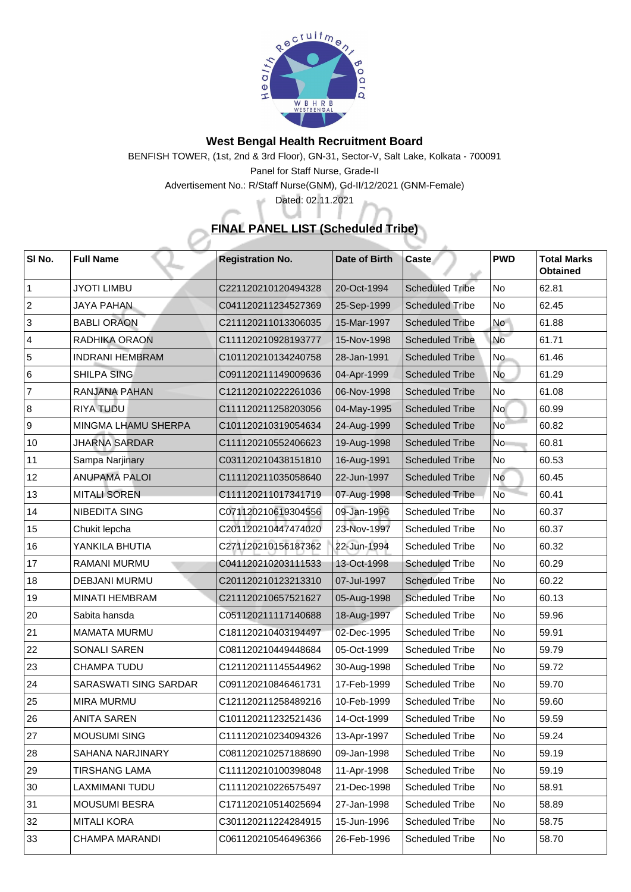# West Bengal Health Recruitment Board

BENFISH TOWER, (1st, 2nd & 3rd Floor), GN-31, Sector-V, Salt Lake, Kolkata - 700091

Panel for Staff Nurse, Grade-II

Advertisement No.: R/Staff Nurse(GNM), Gd-II/12/2021 (GNM-Female)

Dated: 02.11.2021

## FINAL PANEL LIST (Scheduled Tribe)

| Sl No. | Full Name | Registration No. | Date of Birth | Caste | PWD | Total Marks Obtained |
|---|---|---|---|---|---|---|
| 1 | JYOTI LIMBU | C221120210120494328 | 20-Oct-1994 | Scheduled Tribe | No | 62.81 |
| 2 | JAYA PAHAN | C041120211234527369 | 25-Sep-1999 | Scheduled Tribe | No | 62.45 |
| 3 | BABLI ORAON | C211120211013306035 | 15-Mar-1997 | Scheduled Tribe | No | 61.88 |
| 4 | RADHIKA ORAON | C111120210928193777 | 15-Nov-1998 | Scheduled Tribe | No | 61.71 |
| 5 | INDRANI HEMBRAM | C101120210134240758 | 28-Jan-1991 | Scheduled Tribe | No | 61.46 |
| 6 | SHILPA SING | C091120211149009636 | 04-Apr-1999 | Scheduled Tribe | No | 61.29 |
| 7 | RANJANA PAHAN | C121120210222261036 | 06-Nov-1998 | Scheduled Tribe | No | 61.08 |
| 8 | RIYA TUDU | C111120211258203056 | 04-May-1995 | Scheduled Tribe | No | 60.99 |
| 9 | MINGMA LHAMU SHERPA | C101120210319054634 | 24-Aug-1999 | Scheduled Tribe | No | 60.82 |
| 10 | JHARNA SARDAR | C111120210552406623 | 19-Aug-1998 | Scheduled Tribe | No | 60.81 |
| 11 | Sampa Narjinary | C031120210438151810 | 16-Aug-1991 | Scheduled Tribe | No | 60.53 |
| 12 | ANUPAMA PALOI | C111120211035058640 | 22-Jun-1997 | Scheduled Tribe | No | 60.45 |
| 13 | MITALI SOREN | C111120211017341719 | 07-Aug-1998 | Scheduled Tribe | No | 60.41 |
| 14 | NIBEDITA SING | C071120210619304556 | 09-Jan-1996 | Scheduled Tribe | No | 60.37 |
| 15 | Chukit lepcha | C201120210447474020 | 23-Nov-1997 | Scheduled Tribe | No | 60.37 |
| 16 | YANKILA BHUTIA | C271120210156187362 | 22-Jun-1994 | Scheduled Tribe | No | 60.32 |
| 17 | RAMANI MURMU | C041120210203111533 | 13-Oct-1998 | Scheduled Tribe | No | 60.29 |
| 18 | DEBJANI MURMU | C201120210123213310 | 07-Jul-1997 | Scheduled Tribe | No | 60.22 |
| 19 | MINATI HEMBRAM | C211120210657521627 | 05-Aug-1998 | Scheduled Tribe | No | 60.13 |
| 20 | Sabita hansda | C051120211117140688 | 18-Aug-1997 | Scheduled Tribe | No | 59.96 |
| 21 | MAMATA MURMU | C181120210403194497 | 02-Dec-1995 | Scheduled Tribe | No | 59.91 |
| 22 | SONALI SAREN | C081120210449448684 | 05-Oct-1999 | Scheduled Tribe | No | 59.79 |
| 23 | CHAMPA TUDU | C121120211145544962 | 30-Aug-1998 | Scheduled Tribe | No | 59.72 |
| 24 | SARASWATI SING SARDAR | C091120210846461731 | 17-Feb-1999 | Scheduled Tribe | No | 59.70 |
| 25 | MIRA MURMU | C121120211258489216 | 10-Feb-1999 | Scheduled Tribe | No | 59.60 |
| 26 | ANITA SAREN | C101120211232521436 | 14-Oct-1999 | Scheduled Tribe | No | 59.59 |
| 27 | MOUSUMI SING | C111120210234094326 | 13-Apr-1997 | Scheduled Tribe | No | 59.24 |
| 28 | SAHANA NARJINARY | C081120210257188690 | 09-Jan-1998 | Scheduled Tribe | No | 59.19 |
| 29 | TIRSHANG LAMA | C111120210100398048 | 11-Apr-1998 | Scheduled Tribe | No | 59.19 |
| 30 | LAXMIMANI TUDU | C111120210226575497 | 21-Dec-1998 | Scheduled Tribe | No | 58.91 |
| 31 | MOUSUMI BESRA | C171120210514025694 | 27-Jan-1998 | Scheduled Tribe | No | 58.89 |
| 32 | MITALI KORA | C301120211224284915 | 15-Jun-1996 | Scheduled Tribe | No | 58.75 |
| 33 | CHAMPA MARANDI | C061120210546496366 | 26-Feb-1996 | Scheduled Tribe | No | 58.70 |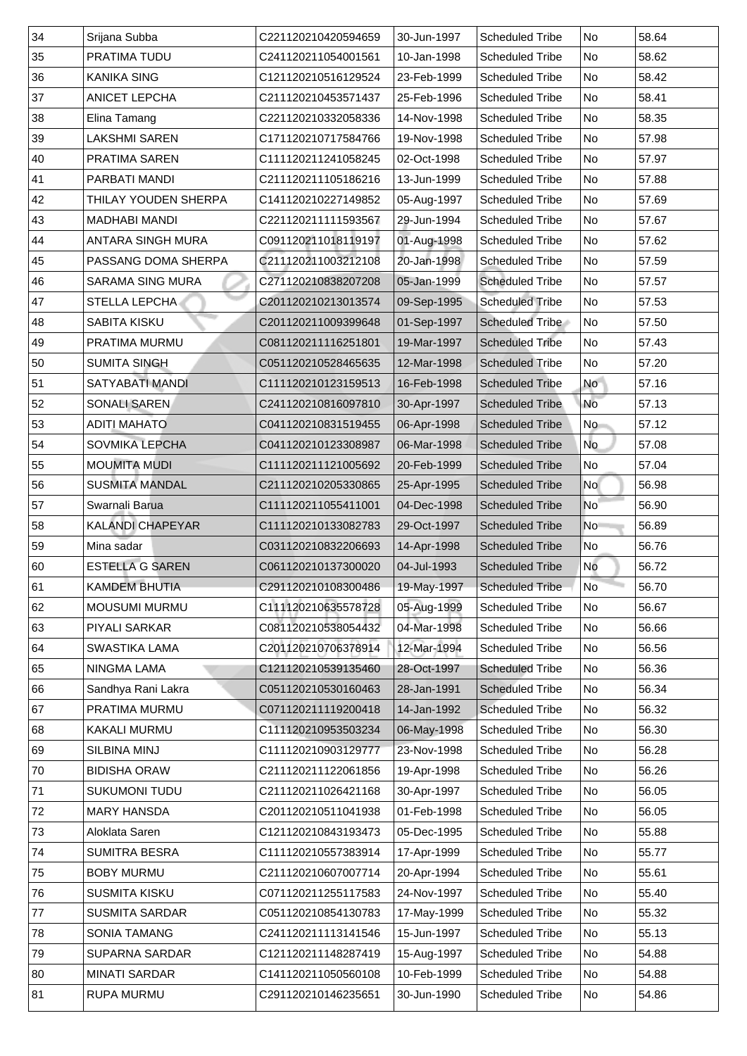| 34 | Srijana Subba | C221120210420594659 | 30-Jun-1997 | Scheduled Tribe | No | 58.64 |
|---|---|---|---|---|---|---|
| 35 | PRATIMA TUDU | C241120211054001561 | 10-Jan-1998 | Scheduled Tribe | No | 58.62 |
| 36 | KANIKA SING | C121120210516129524 | 23-Feb-1999 | Scheduled Tribe | No | 58.42 |
| 37 | ANICET LEPCHA | C211120210453571437 | 25-Feb-1996 | Scheduled Tribe | No | 58.41 |
| 38 | Elina Tamang | C221120210332058336 | 14-Nov-1998 | Scheduled Tribe | No | 58.35 |
| 39 | LAKSHMI SAREN | C171120210717584766 | 19-Nov-1998 | Scheduled Tribe | No | 57.98 |
| 40 | PRATIMA SAREN | C111120211241058245 | 02-Oct-1998 | Scheduled Tribe | No | 57.97 |
| 41 | PARBATI MANDI | C211120211105186216 | 13-Jun-1999 | Scheduled Tribe | No | 57.88 |
| 42 | THILAY YOUDEN SHERPA | C141120210227149852 | 05-Aug-1997 | Scheduled Tribe | No | 57.69 |
| 43 | MADHABI MANDI | C221120211111593567 | 29-Jun-1994 | Scheduled Tribe | No | 57.67 |
| 44 | ANTARA SINGH MURA | C091120211018119197 | 01-Aug-1998 | Scheduled Tribe | No | 57.62 |
| 45 | PASSANG DOMA SHERPA | C211120211003212108 | 20-Jan-1998 | Scheduled Tribe | No | 57.59 |
| 46 | SARAMA SING MURA | C271120210838207208 | 05-Jan-1999 | Scheduled Tribe | No | 57.57 |
| 47 | STELLA LEPCHA | C201120210213013574 | 09-Sep-1995 | Scheduled Tribe | No | 57.53 |
| 48 | SABITA KISKU | C201120211009399648 | 01-Sep-1997 | Scheduled Tribe | No | 57.50 |
| 49 | PRATIMA MURMU | C081120211116251801 | 19-Mar-1997 | Scheduled Tribe | No | 57.43 |
| 50 | SUMITA SINGH | C051120210528465635 | 12-Mar-1998 | Scheduled Tribe | No | 57.20 |
| 51 | SATYABATI MANDI | C111120210123159513 | 16-Feb-1998 | Scheduled Tribe | No | 57.16 |
| 52 | SONALI SAREN | C241120210816097810 | 30-Apr-1997 | Scheduled Tribe | No | 57.13 |
| 53 | ADITI MAHATO | C041120210831519455 | 06-Apr-1998 | Scheduled Tribe | No | 57.12 |
| 54 | SOVMIKA LEPCHA | C041120210123308987 | 06-Mar-1998 | Scheduled Tribe | No | 57.08 |
| 55 | MOUMITA MUDI | C111120211121005692 | 20-Feb-1999 | Scheduled Tribe | No | 57.04 |
| 56 | SUSMITA MANDAL | C211120210205330865 | 25-Apr-1995 | Scheduled Tribe | No | 56.98 |
| 57 | Swarnali Barua | C111120211055411001 | 04-Dec-1998 | Scheduled Tribe | No | 56.90 |
| 58 | KALANDI CHAPEYAR | C111120210133082783 | 29-Oct-1997 | Scheduled Tribe | No | 56.89 |
| 59 | Mina sadar | C031120210832206693 | 14-Apr-1998 | Scheduled Tribe | No | 56.76 |
| 60 | ESTELLA G SAREN | C061120210137300020 | 04-Jul-1993 | Scheduled Tribe | No | 56.72 |
| 61 | KAMDEM BHUTIA | C291120210108300486 | 19-May-1997 | Scheduled Tribe | No | 56.70 |
| 62 | MOUSUMI MURMU | C111120210635578728 | 05-Aug-1999 | Scheduled Tribe | No | 56.67 |
| 63 | PIYALI SARKAR | C081120210538054432 | 04-Mar-1998 | Scheduled Tribe | No | 56.66 |
| 64 | SWASTIKA LAMA | C201120210706378914 | 12-Mar-1994 | Scheduled Tribe | No | 56.56 |
| 65 | NINGMA LAMA | C121120210539135460 | 28-Oct-1997 | Scheduled Tribe | No | 56.36 |
| 66 | Sandhya Rani Lakra | C051120210530160463 | 28-Jan-1991 | Scheduled Tribe | No | 56.34 |
| 67 | PRATIMA MURMU | C071120211119200418 | 14-Jan-1992 | Scheduled Tribe | No | 56.32 |
| 68 | KAKALI MURMU | C111120210953503234 | 06-May-1998 | Scheduled Tribe | No | 56.30 |
| 69 | SILBINA MINJ | C111120210903129777 | 23-Nov-1998 | Scheduled Tribe | No | 56.28 |
| 70 | BIDISHA ORAW | C211120211122061856 | 19-Apr-1998 | Scheduled Tribe | No | 56.26 |
| 71 | SUKUMONI TUDU | C211120211026421168 | 30-Apr-1997 | Scheduled Tribe | No | 56.05 |
| 72 | MARY HANSDA | C201120210511041938 | 01-Feb-1998 | Scheduled Tribe | No | 56.05 |
| 73 | Aloklata Saren | C121120210843193473 | 05-Dec-1995 | Scheduled Tribe | No | 55.88 |
| 74 | SUMITRA BESRA | C111120210557383914 | 17-Apr-1999 | Scheduled Tribe | No | 55.77 |
| 75 | BOBY MURMU | C211120210607007714 | 20-Apr-1994 | Scheduled Tribe | No | 55.61 |
| 76 | SUSMITA KISKU | C071120211255117583 | 24-Nov-1997 | Scheduled Tribe | No | 55.40 |
| 77 | SUSMITA SARDAR | C051120210854130783 | 17-May-1999 | Scheduled Tribe | No | 55.32 |
| 78 | SONIA TAMANG | C241120211113141546 | 15-Jun-1997 | Scheduled Tribe | No | 55.13 |
| 79 | SUPARNA SARDAR | C121120211148287419 | 15-Aug-1997 | Scheduled Tribe | No | 54.88 |
| 80 | MINATI SARDAR | C141120211050560108 | 10-Feb-1999 | Scheduled Tribe | No | 54.88 |
| 81 | RUPA MURMU | C291120210146235651 | 30-Jun-1990 | Scheduled Tribe | No | 54.86 |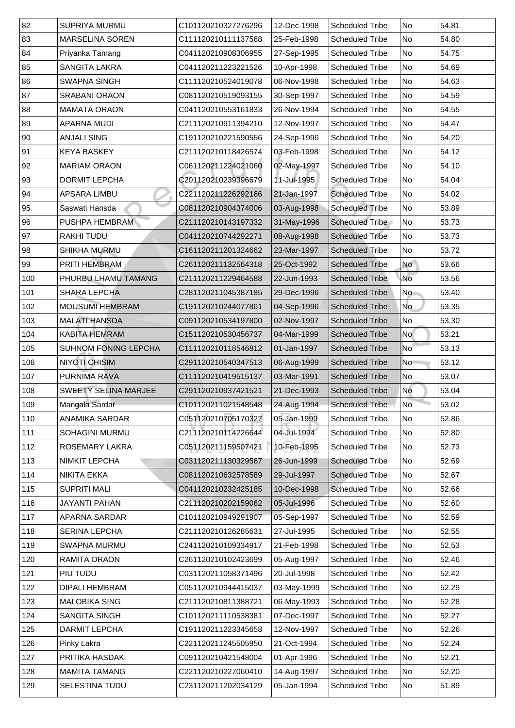| 82 | SUPRIYA MURMU | C101120210327276296 | 12-Dec-1998 | Scheduled Tribe | No | 54.81 |
|---|---|---|---|---|---|---|
| 83 | MARSELINA SOREN | C111120210111137568 | 25-Feb-1998 | Scheduled Tribe | No | 54.80 |
| 84 | Priyanka Tamang | C041120210908306955 | 27-Sep-1995 | Scheduled Tribe | No | 54.75 |
| 85 | SANGITA LAKRA | C041120211223221526 | 10-Apr-1998 | Scheduled Tribe | No | 54.69 |
| 86 | SWAPNA SINGH | C111120210524019078 | 06-Nov-1998 | Scheduled Tribe | No | 54.63 |
| 87 | SRABANI ORAON | C081120210519093155 | 30-Sep-1997 | Scheduled Tribe | No | 54.59 |
| 88 | MAMATA ORAON | C041120210553161833 | 26-Nov-1994 | Scheduled Tribe | No | 54.55 |
| 89 | APARNA MUDI | C211120210911394210 | 12-Nov-1997 | Scheduled Tribe | No | 54.47 |
| 90 | ANJALI SING | C191120210221590556 | 24-Sep-1996 | Scheduled Tribe | No | 54.20 |
| 91 | KEYA BASKEY | C211120210118426574 | 03-Feb-1998 | Scheduled Tribe | No | 54.12 |
| 92 | MARIAM ORAON | C061120211224021060 | 02-May-1997 | Scheduled Tribe | No | 54.10 |
| 93 | DORMIT LEPCHA | C201120210239396679 | 11-Jul-1995 | Scheduled Tribe | No | 54.04 |
| 94 | APSARA LIMBU | C221120211226292166 | 21-Jan-1997 | Scheduled Tribe | No | 54.02 |
| 95 | Saswati Hansda | C081120210904374006 | 03-Aug-1998 | Scheduled Tribe | No | 53.89 |
| 96 | PUSHPA HEMBRAM | C211120210143197332 | 31-May-1996 | Scheduled Tribe | No | 53.73 |
| 97 | RAKHI TUDU | C041120210744292271 | 08-Aug-1998 | Scheduled Tribe | No | 53.73 |
| 98 | SHIKHA MURMU | C161120211201324662 | 23-Mar-1997 | Scheduled Tribe | No | 53.72 |
| 99 | PRITI HEMBRAM | C261120211132564318 | 25-Oct-1992 | Scheduled Tribe | No | 53.66 |
| 100 | PHURBU LHAMU TAMANG | C211120211229464588 | 22-Jun-1993 | Scheduled Tribe | No | 53.56 |
| 101 | SHARA LEPCHA | C281120211045387185 | 29-Dec-1996 | Scheduled Tribe | No | 53.40 |
| 102 | MOUSUMI HEMBRAM | C191120210244077861 | 04-Sep-1996 | Scheduled Tribe | No | 53.35 |
| 103 | MALATI HANSDA | C091120210534197800 | 02-Nov-1997 | Scheduled Tribe | No | 53.30 |
| 104 | KABITA HEMRAM | C151120210530456737 | 04-Mar-1999 | Scheduled Tribe | No | 53.21 |
| 105 | SUHNOM FONING LEPCHA | C111120210118546812 | 01-Jan-1997 | Scheduled Tribe | No | 53.13 |
| 106 | NIYOTI CHISIM | C291120210540347513 | 06-Aug-1999 | Scheduled Tribe | No | 53.12 |
| 107 | PURNIMA RAVA | C111120210419515137 | 03-Mar-1991 | Scheduled Tribe | No | 53.07 |
| 108 | SWEETY SELINA MARJEE | C291120210937421521 | 21-Dec-1993 | Scheduled Tribe | No | 53.04 |
| 109 | Mangala Sardar | C101120211021548548 | 24-Aug-1994 | Scheduled Tribe | No | 53.02 |
| 110 | ANAMIKA SARDAR | C051120210705170327 | 05-Jan-1999 | Scheduled Tribe | No | 52.86 |
| 111 | SOHAGINI MURMU | C211120210114226644 | 04-Jul-1994 | Scheduled Tribe | No | 52.80 |
| 112 | ROSEMARY LAKRA | C051120211159507421 | 10-Feb-1995 | Scheduled Tribe | No | 52.73 |
| 113 | NIMKIT LEPCHA | C031120211130329567 | 26-Jun-1999 | Scheduled Tribe | No | 52.69 |
| 114 | NIKITA EKKA | C081120210632578589 | 29-Jul-1997 | Scheduled Tribe | No | 52.67 |
| 115 | SUPRITI MALI | C041120210232425185 | 10-Dec-1998 | Scheduled Tribe | No | 52.66 |
| 116 | JAYANTI PAHAN | C211120210202159062 | 05-Jul-1996 | Scheduled Tribe | No | 52.60 |
| 117 | APARNA SARDAR | C101120210949291907 | 05-Sep-1997 | Scheduled Tribe | No | 52.59 |
| 118 | SERINA LEPCHA | C211120210126285631 | 27-Jul-1995 | Scheduled Tribe | No | 52.55 |
| 119 | SWAPNA MURMU | C241120210109334917 | 21-Feb-1998 | Scheduled Tribe | No | 52.53 |
| 120 | RAMITA ORAON | C261120210102423699 | 05-Aug-1997 | Scheduled Tribe | No | 52.46 |
| 121 | PIU TUDU | C031120211058371496 | 20-Jul-1998 | Scheduled Tribe | No | 52.42 |
| 122 | DIPALI HEMBRAM | C051120210944415037 | 03-May-1999 | Scheduled Tribe | No | 52.29 |
| 123 | MALOBIKA SING | C211120210811388721 | 06-May-1993 | Scheduled Tribe | No | 52.28 |
| 124 | SANGITA SINGH | C101120211110538381 | 07-Dec-1997 | Scheduled Tribe | No | 52.27 |
| 125 | DARMIT LEPCHA | C191120211223345658 | 12-Nov-1997 | Scheduled Tribe | No | 52.26 |
| 126 | Pinky Lakra | C221120211245505950 | 21-Oct-1994 | Scheduled Tribe | No | 52.24 |
| 127 | PRITIKA HASDAK | C091120210421548004 | 01-Apr-1996 | Scheduled Tribe | No | 52.21 |
| 128 | MAMITA TAMANG | C221120210227060410 | 14-Aug-1997 | Scheduled Tribe | No | 52.20 |
| 129 | SELESTINA TUDU | C231120211202034129 | 05-Jan-1994 | Scheduled Tribe | No | 51.89 |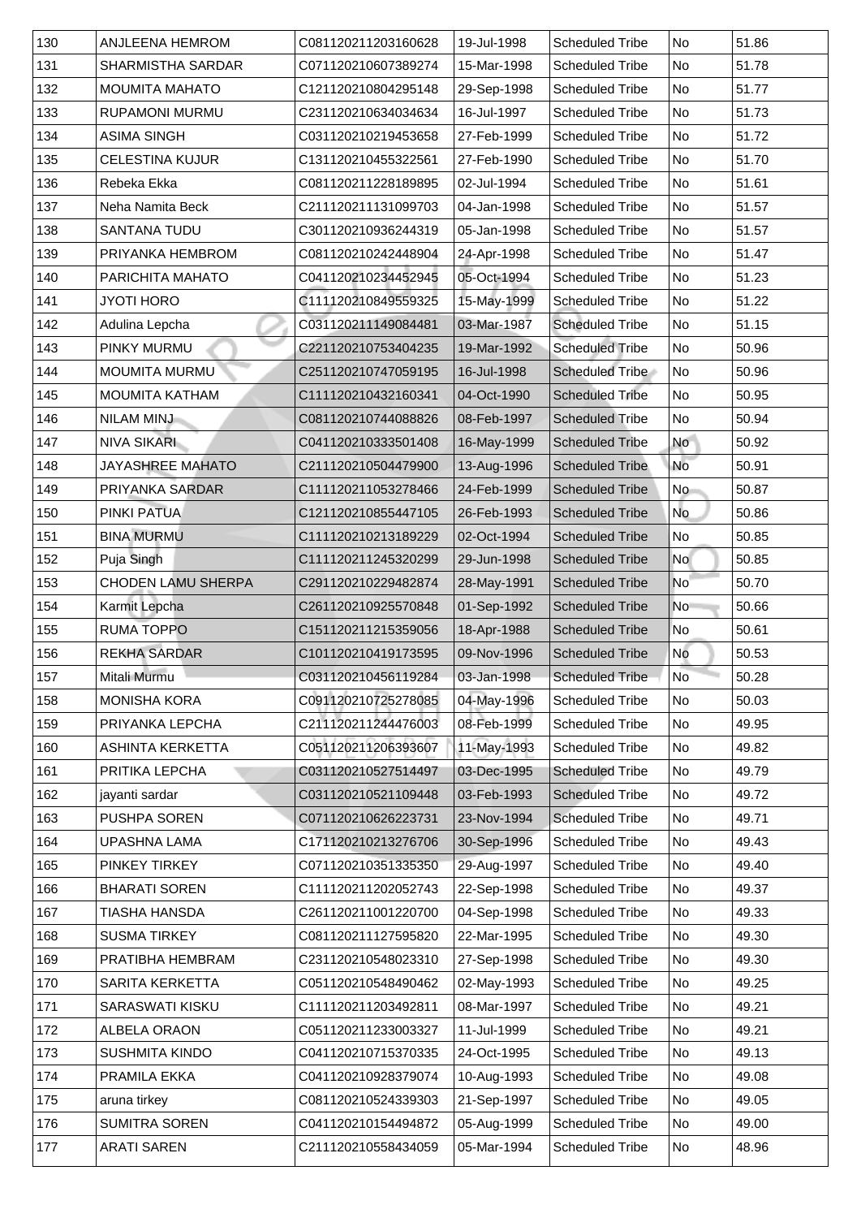| 130 | ANJLEENA HEMROM | C081120211203160628 | 19-Jul-1998 | Scheduled Tribe | No | 51.86 |
|---|---|---|---|---|---|---|
| 131 | SHARMISTHA SARDAR | C071120210607389274 | 15-Mar-1998 | Scheduled Tribe | No | 51.78 |
| 132 | MOUMITA MAHATO | C121120210804295148 | 29-Sep-1998 | Scheduled Tribe | No | 51.77 |
| 133 | RUPAMONI MURMU | C231120210634034634 | 16-Jul-1997 | Scheduled Tribe | No | 51.73 |
| 134 | ASIMA SINGH | C031120210219453658 | 27-Feb-1999 | Scheduled Tribe | No | 51.72 |
| 135 | CELESTINA KUJUR | C131120210455322561 | 27-Feb-1990 | Scheduled Tribe | No | 51.70 |
| 136 | Rebeka Ekka | C081120211228189895 | 02-Jul-1994 | Scheduled Tribe | No | 51.61 |
| 137 | Neha Namita Beck | C211120211131099703 | 04-Jan-1998 | Scheduled Tribe | No | 51.57 |
| 138 | SANTANA TUDU | C301120210936244319 | 05-Jan-1998 | Scheduled Tribe | No | 51.57 |
| 139 | PRIYANKA HEMBROM | C081120210242448904 | 24-Apr-1998 | Scheduled Tribe | No | 51.47 |
| 140 | PARICHITA MAHATO | C041120210234452945 | 05-Oct-1994 | Scheduled Tribe | No | 51.23 |
| 141 | JYOTI HORO | C111120210849559325 | 15-May-1999 | Scheduled Tribe | No | 51.22 |
| 142 | Adulina Lepcha | C031120211149084481 | 03-Mar-1987 | Scheduled Tribe | No | 51.15 |
| 143 | PINKY MURMU | C221120210753404235 | 19-Mar-1992 | Scheduled Tribe | No | 50.96 |
| 144 | MOUMITA MURMU | C251120210747059195 | 16-Jul-1998 | Scheduled Tribe | No | 50.96 |
| 145 | MOUMITA KATHAM | C111120210432160341 | 04-Oct-1990 | Scheduled Tribe | No | 50.95 |
| 146 | NILAM MINJ | C081120210744088826 | 08-Feb-1997 | Scheduled Tribe | No | 50.94 |
| 147 | NIVA SIKARI | C041120210333501408 | 16-May-1999 | Scheduled Tribe | No | 50.92 |
| 148 | JAYASHREE MAHATO | C211120210504479900 | 13-Aug-1996 | Scheduled Tribe | No | 50.91 |
| 149 | PRIYANKA SARDAR | C111120211053278466 | 24-Feb-1999 | Scheduled Tribe | No | 50.87 |
| 150 | PINKI PATUA | C121120210855447105 | 26-Feb-1993 | Scheduled Tribe | No | 50.86 |
| 151 | BINA MURMU | C111120210213189229 | 02-Oct-1994 | Scheduled Tribe | No | 50.85 |
| 152 | Puja Singh | C111120211245320299 | 29-Jun-1998 | Scheduled Tribe | No | 50.85 |
| 153 | CHODEN LAMU SHERPA | C291120210229482874 | 28-May-1991 | Scheduled Tribe | No | 50.70 |
| 154 | Karmit Lepcha | C261120210925570848 | 01-Sep-1992 | Scheduled Tribe | No | 50.66 |
| 155 | RUMA TOPPO | C151120211215359056 | 18-Apr-1988 | Scheduled Tribe | No | 50.61 |
| 156 | REKHA SARDAR | C101120210419173595 | 09-Nov-1996 | Scheduled Tribe | No | 50.53 |
| 157 | Mitali Murmu | C031120210456119284 | 03-Jan-1998 | Scheduled Tribe | No | 50.28 |
| 158 | MONISHA KORA | C091120210725278085 | 04-May-1996 | Scheduled Tribe | No | 50.03 |
| 159 | PRIYANKA LEPCHA | C211120211244476003 | 08-Feb-1999 | Scheduled Tribe | No | 49.95 |
| 160 | ASHINTA KERKETTA | C051120211206393607 | 11-May-1993 | Scheduled Tribe | No | 49.82 |
| 161 | PRITIKA LEPCHA | C031120210527514497 | 03-Dec-1995 | Scheduled Tribe | No | 49.79 |
| 162 | jayanti sardar | C031120210521109448 | 03-Feb-1993 | Scheduled Tribe | No | 49.72 |
| 163 | PUSHPA SOREN | C071120210626223731 | 23-Nov-1994 | Scheduled Tribe | No | 49.71 |
| 164 | UPASHNA LAMA | C171120210213276706 | 30-Sep-1996 | Scheduled Tribe | No | 49.43 |
| 165 | PINKEY TIRKEY | C071120210351335350 | 29-Aug-1997 | Scheduled Tribe | No | 49.40 |
| 166 | BHARATI SOREN | C111120211202052743 | 22-Sep-1998 | Scheduled Tribe | No | 49.37 |
| 167 | TIASHA HANSDA | C261120211001220700 | 04-Sep-1998 | Scheduled Tribe | No | 49.33 |
| 168 | SUSMA TIRKEY | C081120211127595820 | 22-Mar-1995 | Scheduled Tribe | No | 49.30 |
| 169 | PRATIBHA HEMBRAM | C231120210548023310 | 27-Sep-1998 | Scheduled Tribe | No | 49.30 |
| 170 | SARITA KERKETTA | C051120210548490462 | 02-May-1993 | Scheduled Tribe | No | 49.25 |
| 171 | SARASWATI KISKU | C111120211203492811 | 08-Mar-1997 | Scheduled Tribe | No | 49.21 |
| 172 | ALBELA ORAON | C051120211233003327 | 11-Jul-1999 | Scheduled Tribe | No | 49.21 |
| 173 | SUSHMITA KINDO | C041120210715370335 | 24-Oct-1995 | Scheduled Tribe | No | 49.13 |
| 174 | PRAMILA EKKA | C041120210928379074 | 10-Aug-1993 | Scheduled Tribe | No | 49.08 |
| 175 | aruna tirkey | C081120210524339303 | 21-Sep-1997 | Scheduled Tribe | No | 49.05 |
| 176 | SUMITRA SOREN | C041120210154494872 | 05-Aug-1999 | Scheduled Tribe | No | 49.00 |
| 177 | ARATI SAREN | C211120210558434059 | 05-Mar-1994 | Scheduled Tribe | No | 48.96 |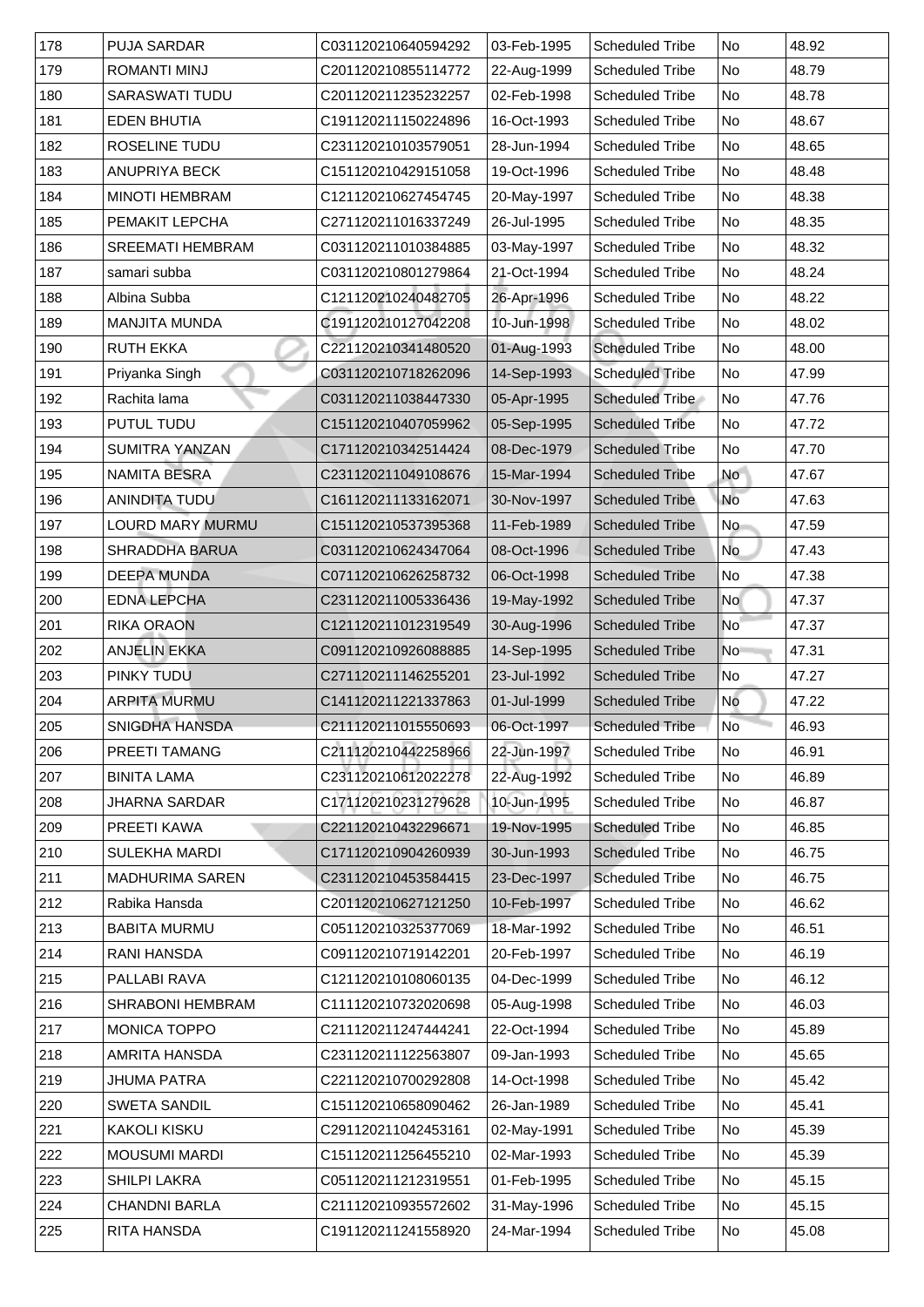| 178 | PUJA SARDAR | C031120210640594292 | 03-Feb-1995 | Scheduled Tribe | No | 48.92 |
|---|---|---|---|---|---|---|
| 179 | ROMANTI MINJ | C201120210855114772 | 22-Aug-1999 | Scheduled Tribe | No | 48.79 |
| 180 | SARASWATI TUDU | C201120211235232257 | 02-Feb-1998 | Scheduled Tribe | No | 48.78 |
| 181 | EDEN BHUTIA | C191120211150224896 | 16-Oct-1993 | Scheduled Tribe | No | 48.67 |
| 182 | ROSELINE TUDU | C231120210103579051 | 28-Jun-1994 | Scheduled Tribe | No | 48.65 |
| 183 | ANUPRIYA BECK | C151120210429151058 | 19-Oct-1996 | Scheduled Tribe | No | 48.48 |
| 184 | MINOTI HEMBRAM | C121120210627454745 | 20-May-1997 | Scheduled Tribe | No | 48.38 |
| 185 | PEMAKIT LEPCHA | C271120211016337249 | 26-Jul-1995 | Scheduled Tribe | No | 48.35 |
| 186 | SREEMATI HEMBRAM | C031120211010384885 | 03-May-1997 | Scheduled Tribe | No | 48.32 |
| 187 | samari subba | C031120210801279864 | 21-Oct-1994 | Scheduled Tribe | No | 48.24 |
| 188 | Albina Subba | C121120210240482705 | 26-Apr-1996 | Scheduled Tribe | No | 48.22 |
| 189 | MANJITA MUNDA | C191120210127042208 | 10-Jun-1998 | Scheduled Tribe | No | 48.02 |
| 190 | RUTH EKKA | C221120210341480520 | 01-Aug-1993 | Scheduled Tribe | No | 48.00 |
| 191 | Priyanka Singh | C031120210718262096 | 14-Sep-1993 | Scheduled Tribe | No | 47.99 |
| 192 | Rachita lama | C031120211038447330 | 05-Apr-1995 | Scheduled Tribe | No | 47.76 |
| 193 | PUTUL TUDU | C151120210407059962 | 05-Sep-1995 | Scheduled Tribe | No | 47.72 |
| 194 | SUMITRA YANZAN | C171120210342514424 | 08-Dec-1979 | Scheduled Tribe | No | 47.70 |
| 195 | NAMITA BESRA | C231120211049108676 | 15-Mar-1994 | Scheduled Tribe | No | 47.67 |
| 196 | ANINDITA TUDU | C161120211133162071 | 30-Nov-1997 | Scheduled Tribe | No | 47.63 |
| 197 | LOURD MARY MURMU | C151120210537395368 | 11-Feb-1989 | Scheduled Tribe | No | 47.59 |
| 198 | SHRADDHA BARUA | C031120210624347064 | 08-Oct-1996 | Scheduled Tribe | No | 47.43 |
| 199 | DEEPA MUNDA | C071120210626258732 | 06-Oct-1998 | Scheduled Tribe | No | 47.38 |
| 200 | EDNA LEPCHA | C231120211005336436 | 19-May-1992 | Scheduled Tribe | No | 47.37 |
| 201 | RIKA ORAON | C121120211012319549 | 30-Aug-1996 | Scheduled Tribe | No | 47.37 |
| 202 | ANJELIN EKKA | C091120210926088885 | 14-Sep-1995 | Scheduled Tribe | No | 47.31 |
| 203 | PINKY TUDU | C271120211146255201 | 23-Jul-1992 | Scheduled Tribe | No | 47.27 |
| 204 | ARPITA MURMU | C141120211221337863 | 01-Jul-1999 | Scheduled Tribe | No | 47.22 |
| 205 | SNIGDHA HANSDA | C211120211015550693 | 06-Oct-1997 | Scheduled Tribe | No | 46.93 |
| 206 | PREETI TAMANG | C211120210442258966 | 22-Jun-1997 | Scheduled Tribe | No | 46.91 |
| 207 | BINITA LAMA | C231120210612022278 | 22-Aug-1992 | Scheduled Tribe | No | 46.89 |
| 208 | JHARNA SARDAR | C171120210231279628 | 10-Jun-1995 | Scheduled Tribe | No | 46.87 |
| 209 | PREETI KAWA | C221120210432296671 | 19-Nov-1995 | Scheduled Tribe | No | 46.85 |
| 210 | SULEKHA MARDI | C171120210904260939 | 30-Jun-1993 | Scheduled Tribe | No | 46.75 |
| 211 | MADHURIMA SAREN | C231120210453584415 | 23-Dec-1997 | Scheduled Tribe | No | 46.75 |
| 212 | Rabika Hansda | C201120210627121250 | 10-Feb-1997 | Scheduled Tribe | No | 46.62 |
| 213 | BABITA MURMU | C051120210325377069 | 18-Mar-1992 | Scheduled Tribe | No | 46.51 |
| 214 | RANI HANSDA | C091120210719142201 | 20-Feb-1997 | Scheduled Tribe | No | 46.19 |
| 215 | PALLABI RAVA | C121120210108060135 | 04-Dec-1999 | Scheduled Tribe | No | 46.12 |
| 216 | SHRABONI HEMBRAM | C111120210732020698 | 05-Aug-1998 | Scheduled Tribe | No | 46.03 |
| 217 | MONICA TOPPO | C211120211247444241 | 22-Oct-1994 | Scheduled Tribe | No | 45.89 |
| 218 | AMRITA HANSDA | C231120211122563807 | 09-Jan-1993 | Scheduled Tribe | No | 45.65 |
| 219 | JHUMA PATRA | C221120210700292808 | 14-Oct-1998 | Scheduled Tribe | No | 45.42 |
| 220 | SWETA SANDIL | C151120210658090462 | 26-Jan-1989 | Scheduled Tribe | No | 45.41 |
| 221 | KAKOLI KISKU | C291120211042453161 | 02-May-1991 | Scheduled Tribe | No | 45.39 |
| 222 | MOUSUMI MARDI | C151120211256455210 | 02-Mar-1993 | Scheduled Tribe | No | 45.39 |
| 223 | SHILPI LAKRA | C051120211212319551 | 01-Feb-1995 | Scheduled Tribe | No | 45.15 |
| 224 | CHANDNI BARLA | C211120210935572602 | 31-May-1996 | Scheduled Tribe | No | 45.15 |
| 225 | RITA HANSDA | C191120211241558920 | 24-Mar-1994 | Scheduled Tribe | No | 45.08 |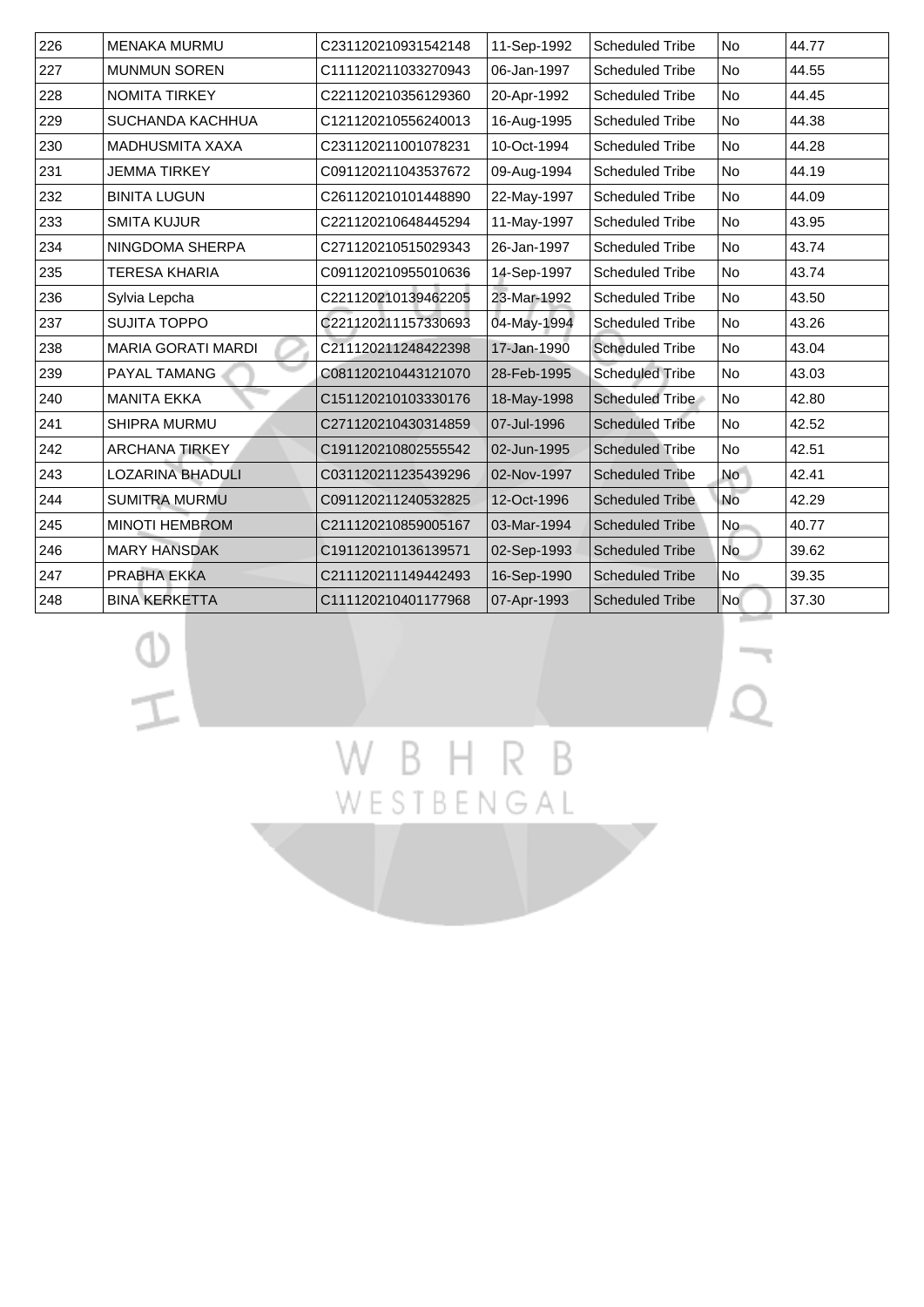| | | | | | | |
|---|---|---|---|---|---|---|
| 226 | MENAKA MURMU | C231120210931542148 | 11-Sep-1992 | Scheduled Tribe | No | 44.77 |
| 227 | MUNMUN SOREN | C111120211033270943 | 06-Jan-1997 | Scheduled Tribe | No | 44.55 |
| 228 | NOMITA TIRKEY | C221120210356129360 | 20-Apr-1992 | Scheduled Tribe | No | 44.45 |
| 229 | SUCHANDA KACHHUA | C121120210556240013 | 16-Aug-1995 | Scheduled Tribe | No | 44.38 |
| 230 | MADHUSMITA XAXA | C231120211001078231 | 10-Oct-1994 | Scheduled Tribe | No | 44.28 |
| 231 | JEMMA TIRKEY | C091120211043537672 | 09-Aug-1994 | Scheduled Tribe | No | 44.19 |
| 232 | BINITA LUGUN | C261120210101448890 | 22-May-1997 | Scheduled Tribe | No | 44.09 |
| 233 | SMITA KUJUR | C221120210648445294 | 11-May-1997 | Scheduled Tribe | No | 43.95 |
| 234 | NINGDOMA SHERPA | C271120210515029343 | 26-Jan-1997 | Scheduled Tribe | No | 43.74 |
| 235 | TERESA KHARIA | C091120210955010636 | 14-Sep-1997 | Scheduled Tribe | No | 43.74 |
| 236 | Sylvia Lepcha | C221120210139462205 | 23-Mar-1992 | Scheduled Tribe | No | 43.50 |
| 237 | SUJITA TOPPO | C221120211157330693 | 04-May-1994 | Scheduled Tribe | No | 43.26 |
| 238 | MARIA GORATI MARDI | C211120211248422398 | 17-Jan-1990 | Scheduled Tribe | No | 43.04 |
| 239 | PAYAL TAMANG | C081120210443121070 | 28-Feb-1995 | Scheduled Tribe | No | 43.03 |
| 240 | MANITA EKKA | C151120210103330176 | 18-May-1998 | Scheduled Tribe | No | 42.80 |
| 241 | SHIPRA MURMU | C271120210430314859 | 07-Jul-1996 | Scheduled Tribe | No | 42.52 |
| 242 | ARCHANA TIRKEY | C191120210802555542 | 02-Jun-1995 | Scheduled Tribe | No | 42.51 |
| 243 | LOZARINA BHADULI | C031120211235439296 | 02-Nov-1997 | Scheduled Tribe | No | 42.41 |
| 244 | SUMITRA MURMU | C091120211240532825 | 12-Oct-1996 | Scheduled Tribe | No | 42.29 |
| 245 | MINOTI HEMBROM | C211120210859005167 | 03-Mar-1994 | Scheduled Tribe | No | 40.77 |
| 246 | MARY HANSDAK | C191120210136139571 | 02-Sep-1993 | Scheduled Tribe | No | 39.62 |
| 247 | PRABHA EKKA | C211120211149442493 | 16-Sep-1990 | Scheduled Tribe | No | 39.35 |
| 248 | BINA KERKETTA | C111120210401177968 | 07-Apr-1993 | Scheduled Tribe | No | 37.30 |